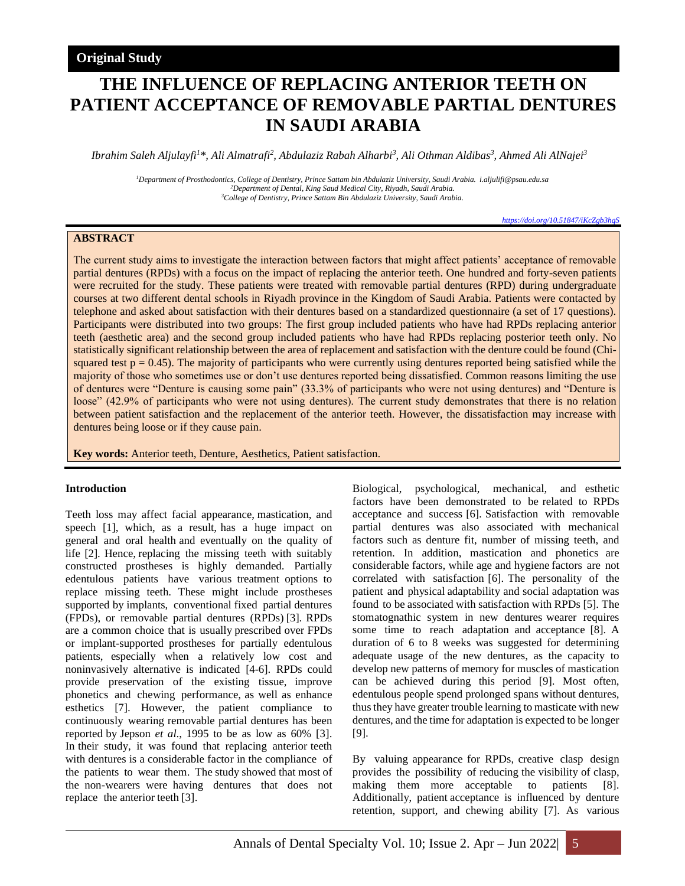**Original Study**

# THE INFLUENCE OF REPLACING ANTERIOR TEETH ON PATIENT ACCEPTANCE OF REMOVABLE PARTIAL DENTURES IN SAUDI ARABIA

*Ibrahim Saleh Aljulayfi[1]\*, Ali Almatrafi[2], Abdulaziz Rabah Alharbi[3], Ali Othman Aldibas[3], Ahmed Ali AlNajei[3]*

[1]Department of Prosthodontics, College of Dentistry, Prince Sattam bin Abdulaziz University, Saudi Arabia. i.aljulifi@psau.edu.sa
[2]Department of Dental, King Saud Medical City, Riyadh, Saudi Arabia.
[3]College of Dentistry, Prince Sattam Bin Abdulaziz University, Saudi Arabia.

https://doi.org/10.51847/iKcZgb3hqS

## ABSTRACT

The current study aims to investigate the interaction between factors that might affect patients' acceptance of removable partial dentures (RPDs) with a focus on the impact of replacing the anterior teeth. One hundred and forty-seven patients were recruited for the study. These patients were treated with removable partial dentures (RPD) during undergraduate courses at two different dental schools in Riyadh province in the Kingdom of Saudi Arabia. Patients were contacted by telephone and asked about satisfaction with their dentures based on a standardized questionnaire (a set of 17 questions). Participants were distributed into two groups: The first group included patients who have had RPDs replacing anterior teeth (aesthetic area) and the second group included patients who have had RPDs replacing posterior teeth only. No statistically significant relationship between the area of replacement and satisfaction with the denture could be found (Chi-squared test $p = 0.45$). The majority of participants who were currently using dentures reported being satisfied while the majority of those who sometimes use or don't use dentures reported being dissatisfied. Common reasons limiting the use of dentures were "Denture is causing some pain" (33.3% of participants who were not using dentures) and "Denture is loose" (42.9% of participants who were not using dentures). The current study demonstrates that there is no relation between patient satisfaction and the replacement of the anterior teeth. However, the dissatisfaction may increase with dentures being loose or if they cause pain.

**Key words:** Anterior teeth, Denture, Aesthetics, Patient satisfaction.

## Introduction

Teeth loss may affect facial appearance, mastication, and speech [1], which, as a result, has a huge impact on general and oral health and eventually on the quality of life [2]. Hence, replacing the missing teeth with suitably constructed prostheses is highly demanded. Partially edentulous patients have various treatment options to replace missing teeth. These might include prostheses supported by implants, conventional fixed partial dentures (FPDs), or removable partial dentures (RPDs) [3]. RPDs are a common choice that is usually prescribed over FPDs or implant-supported prostheses for partially edentulous patients, especially when a relatively low cost and noninvasively alternative is indicated [4-6]. RPDs could provide preservation of the existing tissue, improve phonetics and chewing performance, as well as enhance esthetics [7]. However, the patient compliance to continuously wearing removable partial dentures has been reported by Jepson *et al*., 1995 to be as low as 60% [3]. In their study, it was found that replacing anterior teeth with dentures is a considerable factor in the compliance of the patients to wear them. The study showed that most of the non-wearers were having dentures that does not replace the anterior teeth [3].

Biological, psychological, mechanical, and esthetic factors have been demonstrated to be related to RPDs acceptance and success [6]. Satisfaction with removable partial dentures was also associated with mechanical factors such as denture fit, number of missing teeth, and retention. In addition, mastication and phonetics are considerable factors, while age and hygiene factors are not correlated with satisfaction [6]. The personality of the patient and physical adaptability and social adaptation was found to be associated with satisfaction with RPDs [5]. The stomatognathic system in new dentures wearer requires some time to reach adaptation and acceptance [8]. A duration of 6 to 8 weeks was suggested for determining adequate usage of the new dentures, as the capacity to develop new patterns of memory for muscles of mastication can be achieved during this period [9]. Most often, edentulous people spend prolonged spans without dentures, thus they have greater trouble learning to masticate with new dentures, and the time for adaptation is expected to be longer [9].

By valuing appearance for RPDs, creative clasp design provides the possibility of reducing the visibility of clasp, making them more acceptable to patients [8]. Additionally, patient acceptance is influenced by denture retention, support, and chewing ability [7]. As various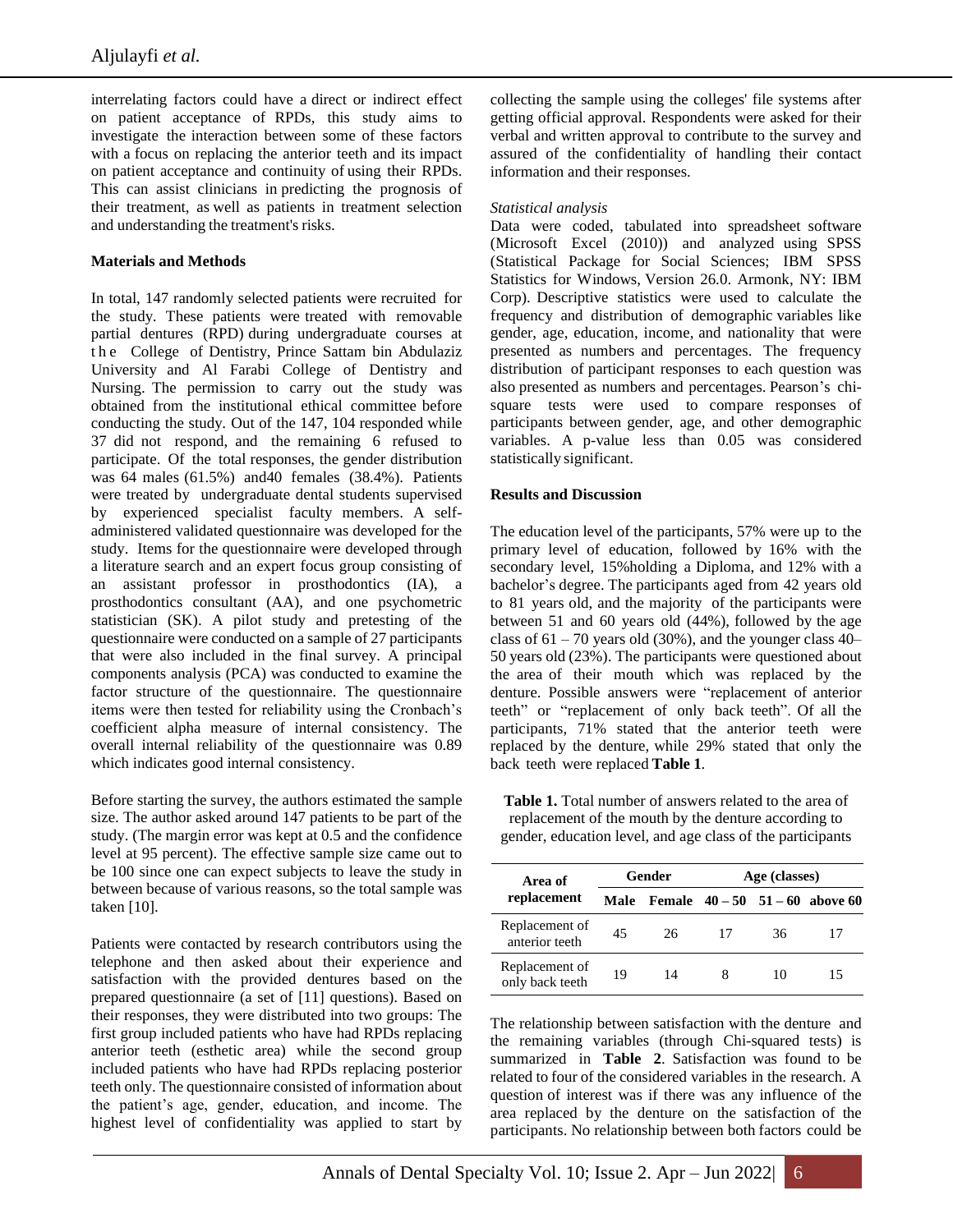interrelating factors could have a direct or indirect effect on patient acceptance of RPDs, this study aims to investigate the interaction between some of these factors with a focus on replacing the anterior teeth and its impact on patient acceptance and continuity of using their RPDs. This can assist clinicians in predicting the prognosis of their treatment, as well as patients in treatment selection and understanding the treatment's risks.

**Materials and Methods**

In total, 147 randomly selected patients were recruited for the study. These patients were treated with removable partial dentures (RPD) during undergraduate courses at the College of Dentistry, Prince Sattam bin Abdulaziz University and Al Farabi College of Dentistry and Nursing. The permission to carry out the study was obtained from the institutional ethical committee before conducting the study. Out of the 147, 104 responded while 37 did not respond, and the remaining 6 refused to participate. Of the total responses, the gender distribution was 64 males (61.5%) and40 females (38.4%). Patients were treated by undergraduate dental students supervised by experienced specialist faculty members. A self-administered validated questionnaire was developed for the study. Items for the questionnaire were developed through a literature search and an expert focus group consisting of an assistant professor in prosthodontics (IA), a prosthodontics consultant (AA), and one psychometric statistician (SK). A pilot study and pretesting of the questionnaire were conducted on a sample of 27 participants that were also included in the final survey. A principal components analysis (PCA) was conducted to examine the factor structure of the questionnaire. The questionnaire items were then tested for reliability using the Cronbach's coefficient alpha measure of internal consistency. The overall internal reliability of the questionnaire was 0.89 which indicates good internal consistency.

Before starting the survey, the authors estimated the sample size. The author asked around 147 patients to be part of the study. (The margin error was kept at 0.5 and the confidence level at 95 percent). The effective sample size came out to be 100 since one can expect subjects to leave the study in between because of various reasons, so the total sample was taken [10].

Patients were contacted by research contributors using the telephone and then asked about their experience and satisfaction with the provided dentures based on the prepared questionnaire (a set of [11] questions). Based on their responses, they were distributed into two groups: The first group included patients who have had RPDs replacing anterior teeth (esthetic area) while the second group included patients who have had RPDs replacing posterior teeth only. The questionnaire consisted of information about the patient's age, gender, education, and income. The highest level of confidentiality was applied to start by collecting the sample using the colleges' file systems after getting official approval. Respondents were asked for their verbal and written approval to contribute to the survey and assured of the confidentiality of handling their contact information and their responses.

*Statistical analysis*

Data were coded, tabulated into spreadsheet software (Microsoft Excel (2010)) and analyzed using SPSS (Statistical Package for Social Sciences; IBM SPSS Statistics for Windows, Version 26.0. Armonk, NY: IBM Corp). Descriptive statistics were used to calculate the frequency and distribution of demographic variables like gender, age, education, income, and nationality that were presented as numbers and percentages. The frequency distribution of participant responses to each question was also presented as numbers and percentages. Pearson's chi-square tests were used to compare responses of participants between gender, age, and other demographic variables. A p-value less than 0.05 was considered statistically significant.

**Results and Discussion**

The education level of the participants, 57% were up to the primary level of education, followed by 16% with the secondary level, 15%holding a Diploma, and 12% with a bachelor's degree. The participants aged from 42 years old to 81 years old, and the majority of the participants were between 51 and 60 years old (44%), followed by the age class of 61 – 70 years old (30%), and the younger class 40–50 years old (23%). The participants were questioned about the area of their mouth which was replaced by the denture. Possible answers were "replacement of anterior teeth" or "replacement of only back teeth". Of all the participants, 71% stated that the anterior teeth were replaced by the denture, while 29% stated that only the back teeth were replaced **Table 1**.

**Table 1.** Total number of answers related to the area of replacement of the mouth by the denture according to gender, education level, and age class of the participants

| Area of replacement | Gender | | Age (classes) | | |
|---|---|---|---|---|---|
| | Male | Female | 40 – 50 | 51 – 60 | above 60 |
| Replacement of anterior teeth | 45 | 26 | 17 | 36 | 17 |
| Replacement of only back teeth | 19 | 14 | 8 | 10 | 15 |

The relationship between satisfaction with the denture and the remaining variables (through Chi-squared tests) is summarized in **Table 2**. Satisfaction was found to be related to four of the considered variables in the research. A question of interest was if there was any influence of the area replaced by the denture on the satisfaction of the participants. No relationship between both factors could be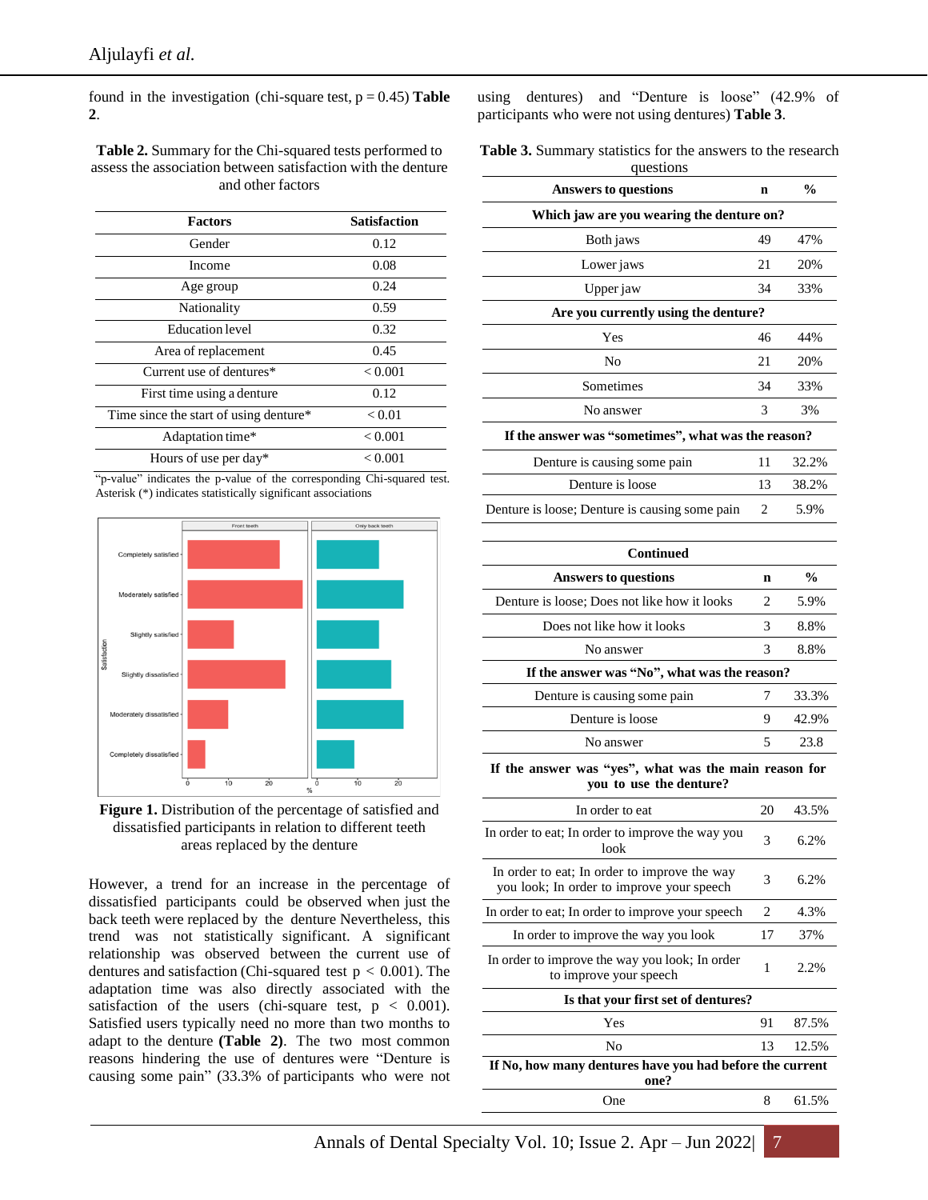found in the investigation (chi-square test, p = 0.45) **Table 2**.

**Table 2.** Summary for the Chi-squared tests performed to assess the association between satisfaction with the denture and other factors

| Factors | Satisfaction |
|---|---|
| Gender | 0.12 |
| Income | 0.08 |
| Age group | 0.24 |
| Nationality | 0.59 |
| Education level | 0.32 |
| Area of replacement | 0.45 |
| Current use of dentures* | < 0.001 |
| First time using a denture | 0.12 |
| Time since the start of using denture* | < 0.01 |
| Adaptation time* | < 0.001 |
| Hours of use per day* | < 0.001 |

"p-value" indicates the p-value of the corresponding Chi-squared test. Asterisk (*) indicates statistically significant associations

**Figure 1.** Distribution of the percentage of satisfied and dissatisfied participants in relation to different teeth areas replaced by the denture

However, a trend for an increase in the percentage of dissatisfied participants could be observed when just the back teeth were replaced by the denture Nevertheless, this trend was not statistically significant. A significant relationship was observed between the current use of dentures and satisfaction (Chi-squared test $p < 0.001$). The adaptation time was also directly associated with the satisfaction of the users (chi-square test, $p < 0.001$). Satisfied users typically need no more than two months to adapt to the denture **(Table 2)**. The two most common reasons hindering the use of dentures were "Denture is causing some pain" (33.3% of participants who were not using dentures) and "Denture is loose" (42.9% of participants who were not using dentures) **Table 3**.

**Table 3.** Summary statistics for the answers to the research questions

| Answers to questions | n | % |
|---|---|---|
| **Which jaw are you wearing the denture on?** | | |
| Both jaws | 49 | 47% |
| Lower jaws | 21 | 20% |
| Upper jaw | 34 | 33% |
| **Are you currently using the denture?** | | |
| Yes | 46 | 44% |
| No | 21 | 20% |
| Sometimes | 34 | 33% |
| No answer | 3 | 3% |
| **If the answer was "sometimes", what was the reason?** | | |
| Denture is causing some pain | 11 | 32.2% |
| Denture is loose | 13 | 38.2% |
| Denture is loose; Denture is causing some pain | 2 | 5.9% |
| Denture is loose; Does not like how it looks | 2 | 5.9% |
| Does not like how it looks | 3 | 8.8% |
| No answer | 3 | 8.8% |
| **If the answer was "No", what was the reason?** | | |
| Denture is causing some pain | 7 | 33.3% |
| Denture is loose | 9 | 42.9% |
| No answer | 5 | 23.8 |
| **If the answer was "yes", what was the main reason for you to use the denture?** | | |
| In order to eat | 20 | 43.5% |
| In order to eat; In order to improve the way you look | 3 | 6.2% |
| In order to eat; In order to improve the way you look; In order to improve your speech | 3 | 6.2% |
| In order to eat; In order to improve your speech | 2 | 4.3% |
| In order to improve the way you look | 17 | 37% |
| In order to improve the way you look; In order to improve your speech | 1 | 2.2% |
| **Is that your first set of dentures?** | | |
| Yes | 91 | 87.5% |
| No | 13 | 12.5% |
| **If No, how many dentures have you had before the current one?** | | |
| One | 8 | 61.5% |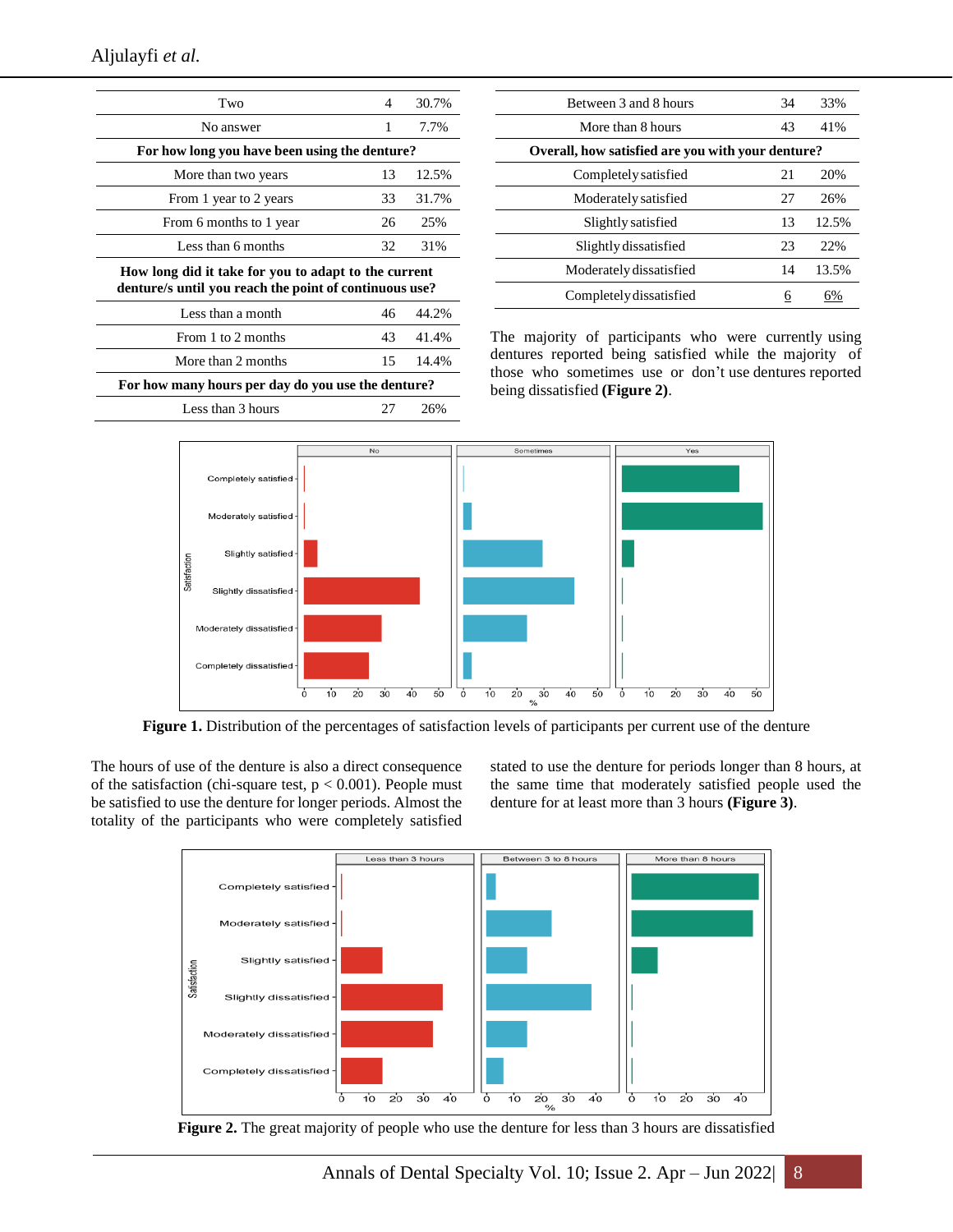| | | |
|---|---|---|
| Two | 4 | 30.7% |
| No answer | 1 | 7.7% |
| **For how long you have been using the denture?** | | |
| More than two years | 13 | 12.5% |
| From 1 year to 2 years | 33 | 31.7% |
| From 6 months to 1 year | 26 | 25% |
| Less than 6 months | 32 | 31% |
| **How long did it take for you to adapt to the current denture/s until you reach the point of continuous use?** | | |
| Less than a month | 46 | 44.2% |
| From 1 to 2 months | 43 | 41.4% |
| More than 2 months | 15 | 14.4% |
| **For how many hours per day do you use the denture?** | | |
| Less than 3 hours | 27 | 26% |
| Between 3 and 8 hours | 34 | 33% |
| More than 8 hours | 43 | 41% |
| **Overall, how satisfied are you with your denture?** | | |
| Completely satisfied | 21 | 20% |
| Moderately satisfied | 27 | 26% |
| Slightly satisfied | 13 | 12.5% |
| Slightly dissatisfied | 23 | 22% |
| Moderately dissatisfied | 14 | 13.5% |
| Completely dissatisfied | 6 | 6% |

The majority of participants who were currently using dentures reported being satisfied while the majority of those who sometimes use or don't use dentures reported being dissatisfied **(Figure 2)**.

**Figure 1.** Distribution of the percentages of satisfaction levels of participants per current use of the denture

The hours of use of the denture is also a direct consequence of the satisfaction (chi-square test, $p < 0.001$). People must be satisfied to use the denture for longer periods. Almost the totality of the participants who were completely satisfied stated to use the denture for periods longer than 8 hours, at the same time that moderately satisfied people used the denture for at least more than 3 hours **(Figure 3)**.

**Figure 2.** The great majority of people who use the denture for less than 3 hours are dissatisfied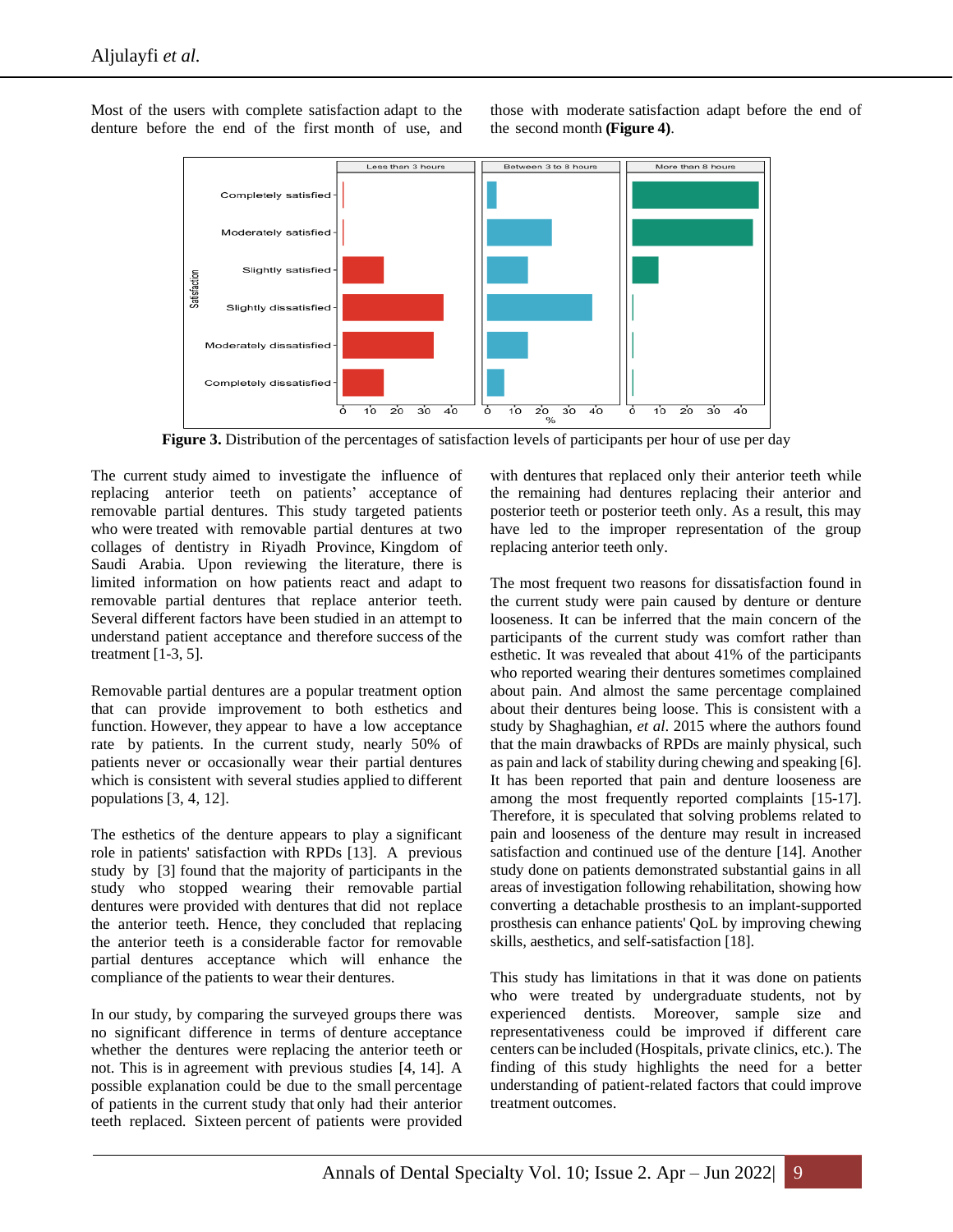Most of the users with complete satisfaction adapt to the denture before the end of the first month of use, and those with moderate satisfaction adapt before the end of the second month **(Figure 4)**.

**Figure 3.** Distribution of the percentages of satisfaction levels of participants per hour of use per day

The current study aimed to investigate the influence of replacing anterior teeth on patients' acceptance of removable partial dentures. This study targeted patients who were treated with removable partial dentures at two collages of dentistry in Riyadh Province, Kingdom of Saudi Arabia. Upon reviewing the literature, there is limited information on how patients react and adapt to removable partial dentures that replace anterior teeth. Several different factors have been studied in an attempt to understand patient acceptance and therefore success of the treatment [1-3, 5].

Removable partial dentures are a popular treatment option that can provide improvement to both esthetics and function. However, they appear to have a low acceptance rate by patients. In the current study, nearly 50% of patients never or occasionally wear their partial dentures which is consistent with several studies applied to different populations [3, 4, 12].

The esthetics of the denture appears to play a significant role in patients' satisfaction with RPDs [13]. A previous study by [3] found that the majority of participants in the study who stopped wearing their removable partial dentures were provided with dentures that did not replace the anterior teeth. Hence, they concluded that replacing the anterior teeth is a considerable factor for removable partial dentures acceptance which will enhance the compliance of the patients to wear their dentures.

In our study, by comparing the surveyed groups there was no significant difference in terms of denture acceptance whether the dentures were replacing the anterior teeth or not. This is in agreement with previous studies [4, 14]. A possible explanation could be due to the small percentage of patients in the current study that only had their anterior teeth replaced. Sixteen percent of patients were provided with dentures that replaced only their anterior teeth while the remaining had dentures replacing their anterior and posterior teeth or posterior teeth only. As a result, this may have led to the improper representation of the group replacing anterior teeth only.

The most frequent two reasons for dissatisfaction found in the current study were pain caused by denture or denture looseness. It can be inferred that the main concern of the participants of the current study was comfort rather than esthetic. It was revealed that about 41% of the participants who reported wearing their dentures sometimes complained about pain. And almost the same percentage complained about their dentures being loose. This is consistent with a study by Shaghaghian, *et al*. 2015 where the authors found that the main drawbacks of RPDs are mainly physical, such as pain and lack of stability during chewing and speaking [6]. It has been reported that pain and denture looseness are among the most frequently reported complaints [15-17]. Therefore, it is speculated that solving problems related to pain and looseness of the denture may result in increased satisfaction and continued use of the denture [14]. Another study done on patients demonstrated substantial gains in all areas of investigation following rehabilitation, showing how converting a detachable prosthesis to an implant-supported prosthesis can enhance patients' QoL by improving chewing skills, aesthetics, and self-satisfaction [18].

This study has limitations in that it was done on patients who were treated by undergraduate students, not by experienced dentists. Moreover, sample size and representativeness could be improved if different care centers can be included (Hospitals, private clinics, etc.). The finding of this study highlights the need for a better understanding of patient-related factors that could improve treatment outcomes.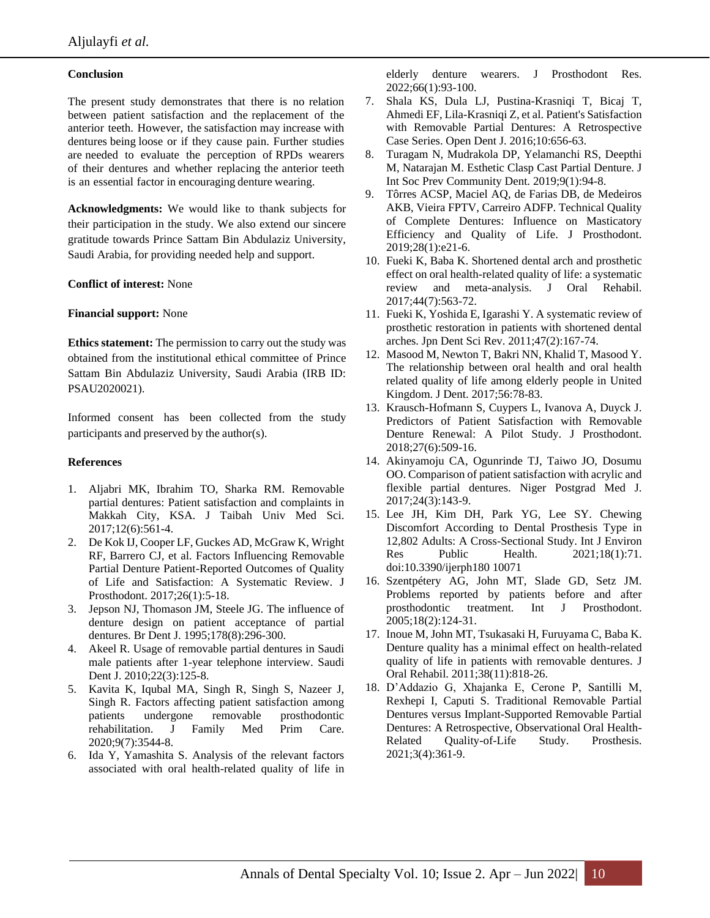## Conclusion

The present study demonstrates that there is no relation between patient satisfaction and the replacement of the anterior teeth. However, the satisfaction may increase with dentures being loose or if they cause pain. Further studies are needed to evaluate the perception of RPDs wearers of their dentures and whether replacing the anterior teeth is an essential factor in encouraging denture wearing.

**Acknowledgments:** We would like to thank subjects for their participation in the study. We also extend our sincere gratitude towards Prince Sattam Bin Abdulaziz University, Saudi Arabia, for providing needed help and support.

**Conflict of interest:** None

**Financial support:** None

**Ethics statement:** The permission to carry out the study was obtained from the institutional ethical committee of Prince Sattam Bin Abdulaziz University, Saudi Arabia (IRB ID: PSAU2020021).

Informed consent has been collected from the study participants and preserved by the author(s).

## References

1. Aljabri MK, Ibrahim TO, Sharka RM. Removable partial dentures: Patient satisfaction and complaints in Makkah City, KSA. J Taibah Univ Med Sci. 2017;12(6):561-4.
2. De Kok IJ, Cooper LF, Guckes AD, McGraw K, Wright RF, Barrero CJ, et al. Factors Influencing Removable Partial Denture Patient-Reported Outcomes of Quality of Life and Satisfaction: A Systematic Review. J Prosthodont. 2017;26(1):5-18.
3. Jepson NJ, Thomason JM, Steele JG. The influence of denture design on patient acceptance of partial dentures. Br Dent J. 1995;178(8):296-300.
4. Akeel R. Usage of removable partial dentures in Saudi male patients after 1-year telephone interview. Saudi Dent J. 2010;22(3):125-8.
5. Kavita K, Iqubal MA, Singh R, Singh S, Nazeer J, Singh R. Factors affecting patient satisfaction among patients undergone removable prosthodontic rehabilitation. J Family Med Prim Care. 2020;9(7):3544-8.
6. Ida Y, Yamashita S. Analysis of the relevant factors associated with oral health-related quality of life in elderly denture wearers. J Prosthodont Res. 2022;66(1):93-100.
7. Shala KS, Dula LJ, Pustina-Krasniqi T, Bicaj T, Ahmedi EF, Lila-Krasniqi Z, et al. Patient's Satisfaction with Removable Partial Dentures: A Retrospective Case Series. Open Dent J. 2016;10:656-63.
8. Turagam N, Mudrakola DP, Yelamanchi RS, Deepthi M, Natarajan M. Esthetic Clasp Cast Partial Denture. J Int Soc Prev Community Dent. 2019;9(1):94-8.
9. Tôrres ACSP, Maciel AQ, de Farias DB, de Medeiros AKB, Vieira FPTV, Carreiro ADFP. Technical Quality of Complete Dentures: Influence on Masticatory Efficiency and Quality of Life. J Prosthodont. 2019;28(1):e21-6.
10. Fueki K, Baba K. Shortened dental arch and prosthetic effect on oral health-related quality of life: a systematic review and meta-analysis. J Oral Rehabil. 2017;44(7):563-72.
11. Fueki K, Yoshida E, Igarashi Y. A systematic review of prosthetic restoration in patients with shortened dental arches. Jpn Dent Sci Rev. 2011;47(2):167-74.
12. Masood M, Newton T, Bakri NN, Khalid T, Masood Y. The relationship between oral health and oral health related quality of life among elderly people in United Kingdom. J Dent. 2017;56:78-83.
13. Krausch-Hofmann S, Cuypers L, Ivanova A, Duyck J. Predictors of Patient Satisfaction with Removable Denture Renewal: A Pilot Study. J Prosthodont. 2018;27(6):509-16.
14. Akinyamoju CA, Ogunrinde TJ, Taiwo JO, Dosumu OO. Comparison of patient satisfaction with acrylic and flexible partial dentures. Niger Postgrad Med J. 2017;24(3):143-9.
15. Lee JH, Kim DH, Park YG, Lee SY. Chewing Discomfort According to Dental Prosthesis Type in 12,802 Adults: A Cross-Sectional Study. Int J Environ Res Public Health. 2021;18(1):71. doi:10.3390/ijerph180 10071
16. Szentpétery AG, John MT, Slade GD, Setz JM. Problems reported by patients before and after prosthodontic treatment. Int J Prosthodont. 2005;18(2):124-31.
17. Inoue M, John MT, Tsukasaki H, Furuyama C, Baba K. Denture quality has a minimal effect on health-related quality of life in patients with removable dentures. J Oral Rehabil. 2011;38(11):818-26.
18. D'Addazio G, Xhajanka E, Cerone P, Santilli M, Rexhepi I, Caputi S. Traditional Removable Partial Dentures versus Implant-Supported Removable Partial Dentures: A Retrospective, Observational Oral Health-Related Quality-of-Life Study. Prosthesis. 2021;3(4):361-9.